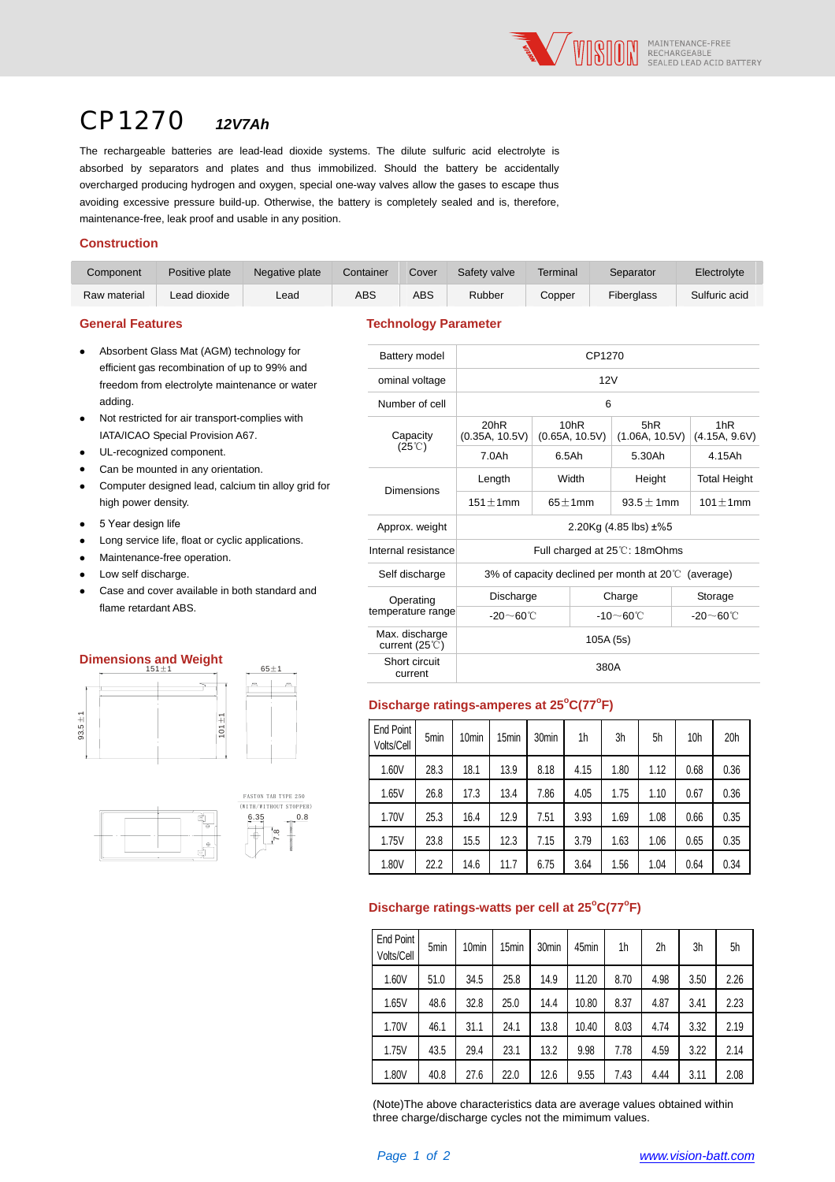# CP1270 *12V7Ah*

The rechargeable batteries are lead-lead dioxide systems. The dilute sulfuric acid electrolyte is absorbed by separators and plates and thus immobilized. Should the battery be accidentally overcharged producing hydrogen and oxygen, special one-way valves allow the gases to escape thus avoiding excessive pressure build-up. Otherwise, the battery is completely sealed and is, therefore, maintenance-free, leak proof and usable in any position.

## Construction

| Component | Positive plate | Negative plate | Container | Cover | Safety valve | Terminal | Separator | Electrolyte |
|---|---|---|---|---|---|---|---|---|
| Raw material | Lead dioxide | Lead | ABS | ABS | Rubber | Copper | Fiberglass | Sulfuric acid |

## General Features

- Absorbent Glass Mat (AGM) technology for efficient gas recombination of up to 99% and freedom from electrolyte maintenance or water adding.
- Not restricted for air transport-complies with IATA/ICAO Special Provision A67.
- UL-recognized component.
- Can be mounted in any orientation.
- Computer designed lead, calcium tin alloy grid for high power density.
- 5 Year design life
- Long service life, float or cyclic applications.
- Maintenance-free operation.
- Low self discharge.
- Case and cover available in both standard and flame retardant ABS.

## Dimensions and Weight

151±1; 65±1; 93.5±1; 101±1

FASTON TAB TYPE 250 (WITH/WITHOUT STOPPER) 6.35; 0.8; 7.8

## Technology Parameter

| Battery model | CP1270 | | | |
|---|---|---|---|---|
| ominal voltage | 12V | | | |
| Number of cell | 6 | | | |
| Capacity (25℃) | 20hR (0.35A, 10.5V) | 10hR (0.65A, 10.5V) | 5hR (1.06A, 10.5V) | 1hR (4.15A, 9.6V) |
| | 7.0Ah | 6.5Ah | 5.30Ah | 4.15Ah |
| Dimensions | Length | Width | Height | Total Height |
| | 151±1mm | 65±1mm | 93.5±1mm | 101±1mm |
| Approx. weight | 2.20Kg (4.85 lbs) ±%5 | | | |
| Internal resistance | Full charged at 25℃: 18mOhms | | | |
| Self discharge | 3% of capacity declined per month at 20℃ (average) | | | |
| Operating temperature range | Discharge | Charge | Storage | |
| | -20～60℃ | -10～60℃ | -20～60℃ | |
| Max. discharge current (25℃) | 105A (5s) | | | |
| Short circuit current | 380A | | | |

## Discharge ratings-amperes at 25°C(77°F)

| End Point Volts/Cell | 5min | 10min | 15min | 30min | 1h | 3h | 5h | 10h | 20h |
|---|---|---|---|---|---|---|---|---|---|
| 1.60V | 28.3 | 18.1 | 13.9 | 8.18 | 4.15 | 1.80 | 1.12 | 0.68 | 0.36 |
| 1.65V | 26.8 | 17.3 | 13.4 | 7.86 | 4.05 | 1.75 | 1.10 | 0.67 | 0.36 |
| 1.70V | 25.3 | 16.4 | 12.9 | 7.51 | 3.93 | 1.69 | 1.08 | 0.66 | 0.35 |
| 1.75V | 23.8 | 15.5 | 12.3 | 7.15 | 3.79 | 1.63 | 1.06 | 0.65 | 0.35 |
| 1.80V | 22.2 | 14.6 | 11.7 | 6.75 | 3.64 | 1.56 | 1.04 | 0.64 | 0.34 |

## Discharge ratings-watts per cell at 25°C(77°F)

| End Point Volts/Cell | 5min | 10min | 15min | 30min | 45min | 1h | 2h | 3h | 5h |
|---|---|---|---|---|---|---|---|---|---|
| 1.60V | 51.0 | 34.5 | 25.8 | 14.9 | 11.20 | 8.70 | 4.98 | 3.50 | 2.26 |
| 1.65V | 48.6 | 32.8 | 25.0 | 14.4 | 10.80 | 8.37 | 4.87 | 3.41 | 2.23 |
| 1.70V | 46.1 | 31.1 | 24.1 | 13.8 | 10.40 | 8.03 | 4.74 | 3.32 | 2.19 |
| 1.75V | 43.5 | 29.4 | 23.1 | 13.2 | 9.98 | 7.78 | 4.59 | 3.22 | 2.14 |
| 1.80V | 40.8 | 27.6 | 22.0 | 12.6 | 9.55 | 7.43 | 4.44 | 3.11 | 2.08 |

(Note)The above characteristics data are average values obtained within three charge/discharge cycles not the mimimum values.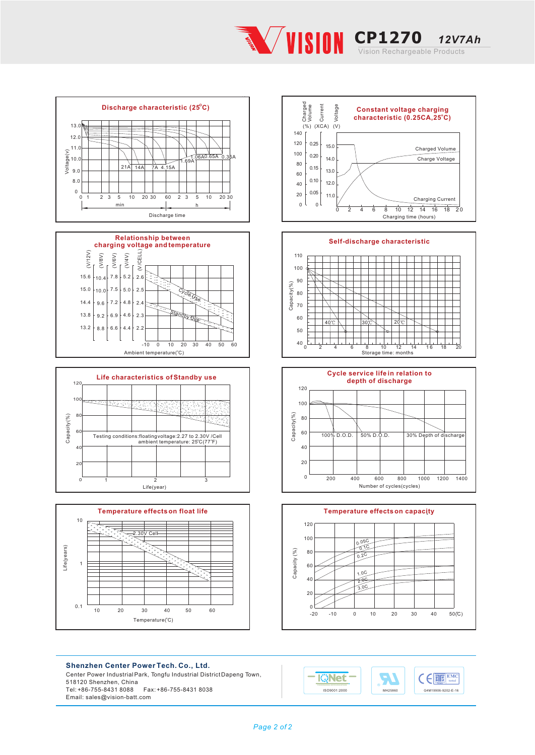# VISION CP1270 12V7Ah

Vision Rechargeable Products

## Discharge characteristic (25°C)

Voltage(v)

13.0
12.0
11.0
10.0
9.0
8.0
0

21A 14A 7A 4.15A 1.69A 1.06A 0.65A 0.35A

0 1 2 3 5 10 20 30 60 2 3 5 10 20 30

min h

Discharge time

## Constant voltage charging characteristic (0.25CA,25°C)

Charged Volume (%) Current (XCA) Voltage (V)

140 120 100 80 60 40 20 0

0.25 0.20 0.15 0.10 0.05 0

15.0 14.0 13.0 12.0 11.0

Charged Volume

Charge Voltage

Charging Current

0 2 4 6 8 10 12 14 16 18 20

Charging time (hours)

## Relationship between charging voltage and temperature

(V/12V) (V/8V) (V/6V) (V/4V) (V/CELL)

15.6 10.4 7.8 5.2 2.6
15.0 10.0 7.5 5.0 2.5
14.4 9.6 7.2 4.8 2.4
13.8 9.2 6.9 4.6 2.3
13.2 8.8 6.6 4.4 2.2

Cycle Use

Standby Use

-10 0 10 20 30 40 50 60

Ambient temperature(°C)

## Self-discharge characteristic

Capacity(%)

110 100 90 80 70 60 50 40

40°C 30°C 20°C

0 2 4 6 8 10 12 14 16 18 20

Storage time: months

## Life characteristics of Standby use

Capacity(%)

120 100 80 60 40 20 0

Testing conditions:floating voltage:2.27 to 2.30V /Cell
ambient temperature: 25°C(77°F)

1 2 3

Life(year)

## Cycle service life in relation to depth of discharge

Capacity(%)

120 100 80 60 40 20 0

100% D.O.D. 50% D.O.D. 30% Depth of discharge

200 400 600 800 1000 1200 1400

Number of cycles(cycles)

## Temperature effects on float life

Life(years)

10 1 0.1

2.30V Cell

10 20 30 40 50 60

Temperature(°C)

## Temperature effects on capacity

Capacity (%)

120 100 80 60 40 20 0

0.05C 0.1C 0.2C 1.0C 2.0C 3.0C

-20 -10 0 10 20 30 40 50(°C)

---

**Shenzhen Center Power Tech. Co., Ltd.**

Center Power Industrial Park, Tongfu Industrial District Dapeng Town,
518120 Shenzhen, China
Tel:+86-755-8431 8088 Fax:+86-755-8431 8038
Email: sales@vision-batt.com

ISO9001:2000 MH25860 G4M19906-9202-E-16